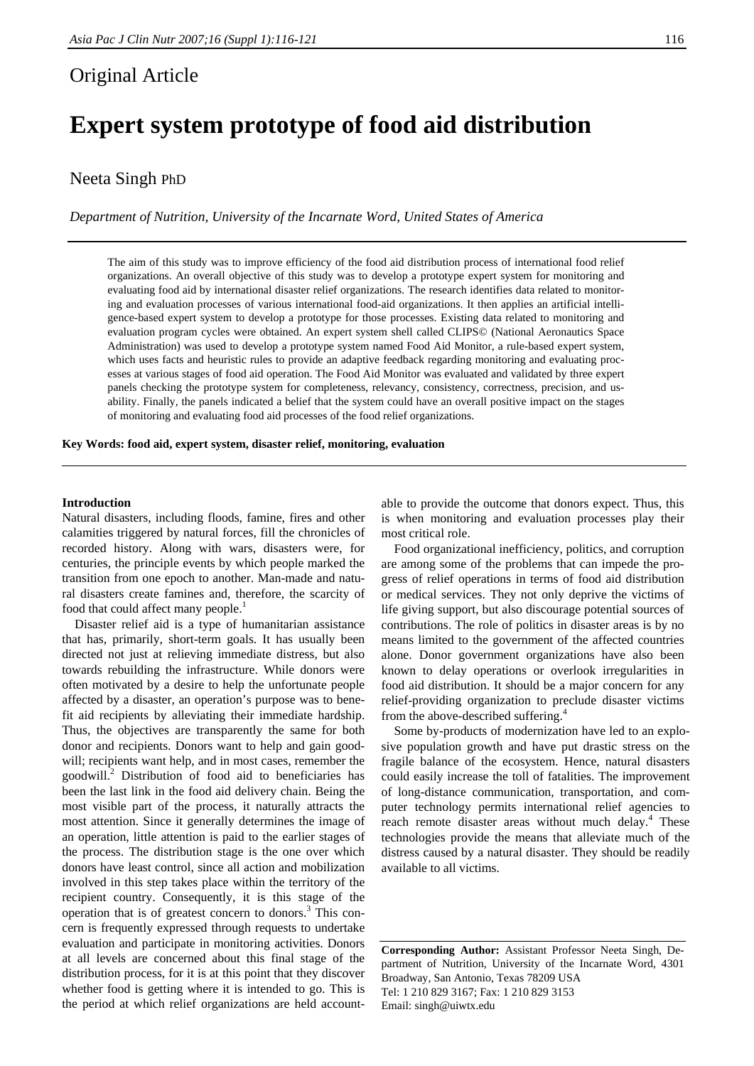Original Article

# Expert system prototype of food aid distribution

Neeta Singh PhD

*Department of Nutrition, University of the Incarnate Word, United States of America*

The aim of this study was to improve efficiency of the food aid distribution process of international food relief organizations. An overall objective of this study was to develop a prototype expert system for monitoring and evaluating food aid by international disaster relief organizations. The research identifies data related to monitoring and evaluation processes of various international food-aid organizations. It then applies an artificial intelligence-based expert system to develop a prototype for those processes. Existing data related to monitoring and evaluation program cycles were obtained. An expert system shell called CLIPS© (National Aeronautics Space Administration) was used to develop a prototype system named Food Aid Monitor, a rule-based expert system, which uses facts and heuristic rules to provide an adaptive feedback regarding monitoring and evaluating processes at various stages of food aid operation. The Food Aid Monitor was evaluated and validated by three expert panels checking the prototype system for completeness, relevancy, consistency, correctness, precision, and usability. Finally, the panels indicated a belief that the system could have an overall positive impact on the stages of monitoring and evaluating food aid processes of the food relief organizations.

**Key Words: food aid, expert system, disaster relief, monitoring, evaluation**

## Introduction

Natural disasters, including floods, famine, fires and other calamities triggered by natural forces, fill the chronicles of recorded history. Along with wars, disasters were, for centuries, the principle events by which people marked the transition from one epoch to another. Man-made and natural disasters create famines and, therefore, the scarcity of food that could affect many people.[1]

Disaster relief aid is a type of humanitarian assistance that has, primarily, short-term goals. It has usually been directed not just at relieving immediate distress, but also towards rebuilding the infrastructure. While donors were often motivated by a desire to help the unfortunate people affected by a disaster, an operation's purpose was to benefit aid recipients by alleviating their immediate hardship. Thus, the objectives are transparently the same for both donor and recipients. Donors want to help and gain goodwill; recipients want help, and in most cases, remember the goodwill.[2] Distribution of food aid to beneficiaries has been the last link in the food aid delivery chain. Being the most visible part of the process, it naturally attracts the most attention. Since it generally determines the image of an operation, little attention is paid to the earlier stages of the process. The distribution stage is the one over which donors have least control, since all action and mobilization involved in this step takes place within the territory of the recipient country. Consequently, it is this stage of the operation that is of greatest concern to donors.[3] This concern is frequently expressed through requests to undertake evaluation and participate in monitoring activities. Donors at all levels are concerned about this final stage of the distribution process, for it is at this point that they discover whether food is getting where it is intended to go. This is the period at which relief organizations are held accountable to provide the outcome that donors expect. Thus, this is when monitoring and evaluation processes play their most critical role.

Food organizational inefficiency, politics, and corruption are among some of the problems that can impede the progress of relief operations in terms of food aid distribution or medical services. They not only deprive the victims of life giving support, but also discourage potential sources of contributions. The role of politics in disaster areas is by no means limited to the government of the affected countries alone. Donor government organizations have also been known to delay operations or overlook irregularities in food aid distribution. It should be a major concern for any relief-providing organization to preclude disaster victims from the above-described suffering.[4]

Some by-products of modernization have led to an explosive population growth and have put drastic stress on the fragile balance of the ecosystem. Hence, natural disasters could easily increase the toll of fatalities. The improvement of long-distance communication, transportation, and computer technology permits international relief agencies to reach remote disaster areas without much delay.[4] These technologies provide the means that alleviate much of the distress caused by a natural disaster. They should be readily available to all victims.

**Corresponding Author:** Assistant Professor Neeta Singh, Department of Nutrition, University of the Incarnate Word, 4301 Broadway, San Antonio, Texas 78209 USA
Tel: 1 210 829 3167; Fax: 1 210 829 3153
Email: singh@uiwtx.edu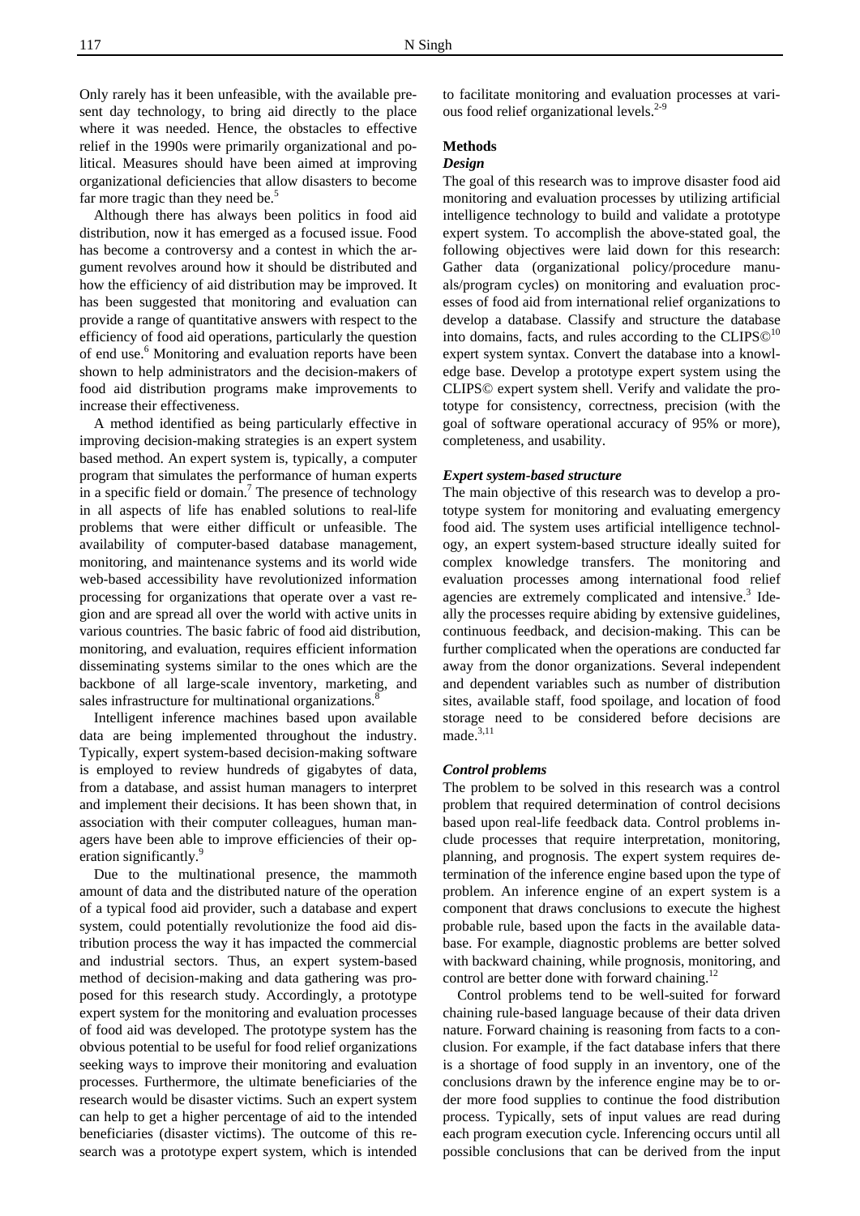Only rarely has it been unfeasible, with the available present day technology, to bring aid directly to the place where it was needed. Hence, the obstacles to effective relief in the 1990s were primarily organizational and political. Measures should have been aimed at improving organizational deficiencies that allow disasters to become far more tragic than they need be.[5]

Although there has always been politics in food aid distribution, now it has emerged as a focused issue. Food has become a controversy and a contest in which the argument revolves around how it should be distributed and how the efficiency of aid distribution may be improved. It has been suggested that monitoring and evaluation can provide a range of quantitative answers with respect to the efficiency of food aid operations, particularly the question of end use.[6] Monitoring and evaluation reports have been shown to help administrators and the decision-makers of food aid distribution programs make improvements to increase their effectiveness.

A method identified as being particularly effective in improving decision-making strategies is an expert system based method. An expert system is, typically, a computer program that simulates the performance of human experts in a specific field or domain.[7] The presence of technology in all aspects of life has enabled solutions to real-life problems that were either difficult or unfeasible. The availability of computer-based database management, monitoring, and maintenance systems and its world wide web-based accessibility have revolutionized information processing for organizations that operate over a vast region and are spread all over the world with active units in various countries. The basic fabric of food aid distribution, monitoring, and evaluation, requires efficient information disseminating systems similar to the ones which are the backbone of all large-scale inventory, marketing, and sales infrastructure for multinational organizations.[8]

Intelligent inference machines based upon available data are being implemented throughout the industry. Typically, expert system-based decision-making software is employed to review hundreds of gigabytes of data, from a database, and assist human managers to interpret and implement their decisions. It has been shown that, in association with their computer colleagues, human managers have been able to improve efficiencies of their operation significantly.[9]

Due to the multinational presence, the mammoth amount of data and the distributed nature of the operation of a typical food aid provider, such a database and expert system, could potentially revolutionize the food aid distribution process the way it has impacted the commercial and industrial sectors. Thus, an expert system-based method of decision-making and data gathering was proposed for this research study. Accordingly, a prototype expert system for the monitoring and evaluation processes of food aid was developed. The prototype system has the obvious potential to be useful for food relief organizations seeking ways to improve their monitoring and evaluation processes. Furthermore, the ultimate beneficiaries of the research would be disaster victims. Such an expert system can help to get a higher percentage of aid to the intended beneficiaries (disaster victims). The outcome of this research was a prototype expert system, which is intended to facilitate monitoring and evaluation processes at various food relief organizational levels.[2-9]

## Methods

### *Design*

The goal of this research was to improve disaster food aid monitoring and evaluation processes by utilizing artificial intelligence technology to build and validate a prototype expert system. To accomplish the above-stated goal, the following objectives were laid down for this research: Gather data (organizational policy/procedure manuals/program cycles) on monitoring and evaluation processes of food aid from international food relief organizations to develop a database. Classify and structure the database into domains, facts, and rules according to the CLIPS©[10] expert system syntax. Convert the database into a knowledge base. Develop a prototype expert system using the CLIPS© expert system shell. Verify and validate the prototype for consistency, correctness, precision (with the goal of software operational accuracy of 95% or more), completeness, and usability.

### *Expert system-based structure*

The main objective of this research was to develop a prototype system for monitoring and evaluating emergency food aid. The system uses artificial intelligence technology, an expert system-based structure ideally suited for complex knowledge transfers. The monitoring and evaluation processes among international food relief agencies are extremely complicated and intensive.[3] Ideally the processes require abiding by extensive guidelines, continuous feedback, and decision-making. This can be further complicated when the operations are conducted far away from the donor organizations. Several independent and dependent variables such as number of distribution sites, available staff, food spoilage, and location of food storage need to be considered before decisions are made.[3,11]

### *Control problems*

The problem to be solved in this research was a control problem that required determination of control decisions based upon real-life feedback data. Control problems include processes that require interpretation, monitoring, planning, and prognosis. The expert system requires determination of the inference engine based upon the type of problem. An inference engine of an expert system is a component that draws conclusions to execute the highest probable rule, based upon the facts in the available database. For example, diagnostic problems are better solved with backward chaining, while prognosis, monitoring, and control are better done with forward chaining.[12]

Control problems tend to be well-suited for forward chaining rule-based language because of their data driven nature. Forward chaining is reasoning from facts to a conclusion. For example, if the fact database infers that there is a shortage of food supply in an inventory, one of the conclusions drawn by the inference engine may be to order more food supplies to continue the food distribution process. Typically, sets of input values are read during each program execution cycle. Inferencing occurs until all possible conclusions that can be derived from the input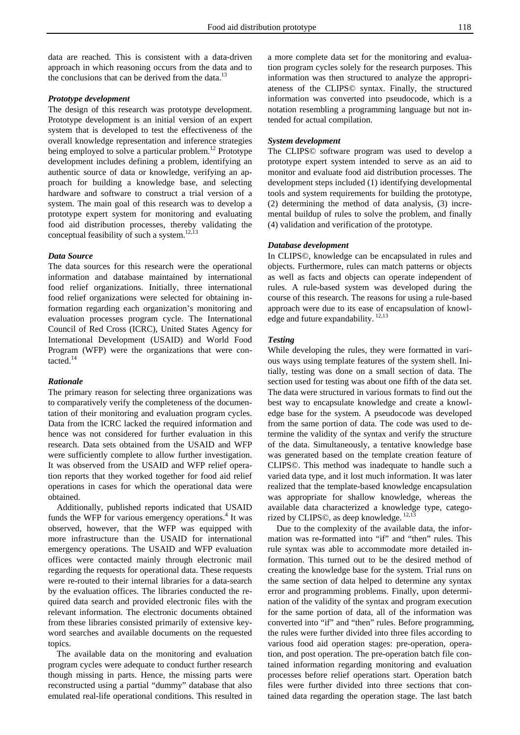data are reached. This is consistent with a data-driven approach in which reasoning occurs from the data and to the conclusions that can be derived from the data.[13]

### *Prototype development*

The design of this research was prototype development. Prototype development is an initial version of an expert system that is developed to test the effectiveness of the overall knowledge representation and inference strategies being employed to solve a particular problem.[12] Prototype development includes defining a problem, identifying an authentic source of data or knowledge, verifying an approach for building a knowledge base, and selecting hardware and software to construct a trial version of a system. The main goal of this research was to develop a prototype expert system for monitoring and evaluating food aid distribution processes, thereby validating the conceptual feasibility of such a system.[12,13]

### *Data Source*

The data sources for this research were the operational information and database maintained by international food relief organizations. Initially, three international food relief organizations were selected for obtaining information regarding each organization's monitoring and evaluation processes program cycle. The International Council of Red Cross (ICRC), United States Agency for International Development (USAID) and World Food Program (WFP) were the organizations that were contacted.[14]

### *Rationale*

The primary reason for selecting three organizations was to comparatively verify the completeness of the documentation of their monitoring and evaluation program cycles. Data from the ICRC lacked the required information and hence was not considered for further evaluation in this research. Data sets obtained from the USAID and WFP were sufficiently complete to allow further investigation. It was observed from the USAID and WFP relief operation reports that they worked together for food aid relief operations in cases for which the operational data were obtained.

Additionally, published reports indicated that USAID funds the WFP for various emergency operations.[4] It was observed, however, that the WFP was equipped with more infrastructure than the USAID for international emergency operations. The USAID and WFP evaluation offices were contacted mainly through electronic mail regarding the requests for operational data. These requests were re-routed to their internal libraries for a data-search by the evaluation offices. The libraries conducted the required data search and provided electronic files with the relevant information. The electronic documents obtained from these libraries consisted primarily of extensive keyword searches and available documents on the requested topics.

The available data on the monitoring and evaluation program cycles were adequate to conduct further research though missing in parts. Hence, the missing parts were reconstructed using a partial "dummy" database that also emulated real-life operational conditions. This resulted in a more complete data set for the monitoring and evaluation program cycles solely for the research purposes. This information was then structured to analyze the appropriateness of the CLIPS© syntax. Finally, the structured information was converted into pseudocode, which is a notation resembling a programming language but not intended for actual compilation.

### *System development*

The CLIPS© software program was used to develop a prototype expert system intended to serve as an aid to monitor and evaluate food aid distribution processes. The development steps included (1) identifying developmental tools and system requirements for building the prototype, (2) determining the method of data analysis, (3) incremental buildup of rules to solve the problem, and finally (4) validation and verification of the prototype.

### *Database development*

In CLIPS©, knowledge can be encapsulated in rules and objects. Furthermore, rules can match patterns or objects as well as facts and objects can operate independent of rules. A rule-based system was developed during the course of this research. The reasons for using a rule-based approach were due to its ease of encapsulation of knowledge and future expandability.[12,13]

### *Testing*

While developing the rules, they were formatted in various ways using template features of the system shell. Initially, testing was done on a small section of data. The section used for testing was about one fifth of the data set. The data were structured in various formats to find out the best way to encapsulate knowledge and create a knowledge base for the system. A pseudocode was developed from the same portion of data. The code was used to determine the validity of the syntax and verify the structure of the data. Simultaneously, a tentative knowledge base was generated based on the template creation feature of CLIPS©. This method was inadequate to handle such a varied data type, and it lost much information. It was later realized that the template-based knowledge encapsulation was appropriate for shallow knowledge, whereas the available data characterized a knowledge type, categorized by CLIPS©, as deep knowledge.[12,13]

Due to the complexity of the available data, the information was re-formatted into "if" and "then" rules. This rule syntax was able to accommodate more detailed information. This turned out to be the desired method of creating the knowledge base for the system. Trial runs on the same section of data helped to determine any syntax error and programming problems. Finally, upon determination of the validity of the syntax and program execution for the same portion of data, all of the information was converted into "if" and "then" rules. Before programming, the rules were further divided into three files according to various food aid operation stages: pre-operation, operation, and post operation. The pre-operation batch file contained information regarding monitoring and evaluation processes before relief operations start. Operation batch files were further divided into three sections that contained data regarding the operation stage. The last batch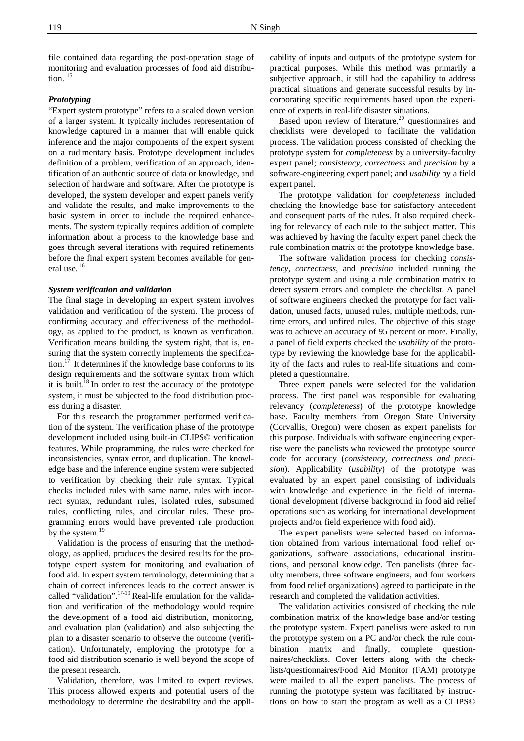file contained data regarding the post-operation stage of monitoring and evaluation processes of food aid distribution. [15]

### *Prototyping*

"Expert system prototype" refers to a scaled down version of a larger system. It typically includes representation of knowledge captured in a manner that will enable quick inference and the major components of the expert system on a rudimentary basis. Prototype development includes definition of a problem, verification of an approach, identification of an authentic source of data or knowledge, and selection of hardware and software. After the prototype is developed, the system developer and expert panels verify and validate the results, and make improvements to the basic system in order to include the required enhancements. The system typically requires addition of complete information about a process to the knowledge base and goes through several iterations with required refinements before the final expert system becomes available for general use. [16]

### *System verification and validation*

The final stage in developing an expert system involves validation and verification of the system. The process of confirming accuracy and effectiveness of the methodology, as applied to the product, is known as verification. Verification means building the system right, that is, ensuring that the system correctly implements the specification.[17] It determines if the knowledge base conforms to its design requirements and the software syntax from which it is built.[18] In order to test the accuracy of the prototype system, it must be subjected to the food distribution process during a disaster.

For this research the programmer performed verification of the system. The verification phase of the prototype development included using built-in CLIPS© verification features. While programming, the rules were checked for inconsistencies, syntax error, and duplication. The knowledge base and the inference engine system were subjected to verification by checking their rule syntax. Typical checks included rules with same name, rules with incorrect syntax, redundant rules, isolated rules, subsumed rules, conflicting rules, and circular rules. These programming errors would have prevented rule production by the system.[19]

Validation is the process of ensuring that the methodology, as applied, produces the desired results for the prototype expert system for monitoring and evaluation of food aid. In expert system terminology, determining that a chain of correct inferences leads to the correct answer is called "validation".[17-19] Real-life emulation for the validation and verification of the methodology would require the development of a food aid distribution, monitoring, and evaluation plan (validation) and also subjecting the plan to a disaster scenario to observe the outcome (verification). Unfortunately, employing the prototype for a food aid distribution scenario is well beyond the scope of the present research.

Validation, therefore, was limited to expert reviews. This process allowed experts and potential users of the methodology to determine the desirability and the applicability of inputs and outputs of the prototype system for practical purposes. While this method was primarily a subjective approach, it still had the capability to address practical situations and generate successful results by incorporating specific requirements based upon the experience of experts in real-life disaster situations.

Based upon review of literature,[20] questionnaires and checklists were developed to facilitate the validation process. The validation process consisted of checking the prototype system for *completeness* by a university-faculty expert panel; *consistency*, *correctness* and *precision* by a software-engineering expert panel; and *usability* by a field expert panel.

The prototype validation for *completeness* included checking the knowledge base for satisfactory antecedent and consequent parts of the rules. It also required checking for relevancy of each rule to the subject matter. This was achieved by having the faculty expert panel check the rule combination matrix of the prototype knowledge base.

The software validation process for checking *consistency*, *correctness*, and *precision* included running the prototype system and using a rule combination matrix to detect system errors and complete the checklist. A panel of software engineers checked the prototype for fact validation, unused facts, unused rules, multiple methods, runtime errors, and unfired rules. The objective of this stage was to achieve an accuracy of 95 percent or more. Finally, a panel of field experts checked the *usability* of the prototype by reviewing the knowledge base for the applicability of the facts and rules to real-life situations and completed a questionnaire.

Three expert panels were selected for the validation process. The first panel was responsible for evaluating relevancy (*completeness*) of the prototype knowledge base. Faculty members from Oregon State University (Corvallis, Oregon) were chosen as expert panelists for this purpose. Individuals with software engineering expertise were the panelists who reviewed the prototype source code for accuracy (*consistency, correctness and precision*). Applicability (*usability*) of the prototype was evaluated by an expert panel consisting of individuals with knowledge and experience in the field of international development (diverse background in food aid relief operations such as working for international development projects and/or field experience with food aid).

The expert panelists were selected based on information obtained from various international food relief organizations, software associations, educational institutions, and personal knowledge. Ten panelists (three faculty members, three software engineers, and four workers from food relief organizations) agreed to participate in the research and completed the validation activities.

The validation activities consisted of checking the rule combination matrix of the knowledge base and/or testing the prototype system. Expert panelists were asked to run the prototype system on a PC and/or check the rule combination matrix and finally, complete questionnaires/checklists. Cover letters along with the checklists/questionnaires/Food Aid Monitor (FAM) prototype were mailed to all the expert panelists. The process of running the prototype system was facilitated by instructions on how to start the program as well as a CLIPS©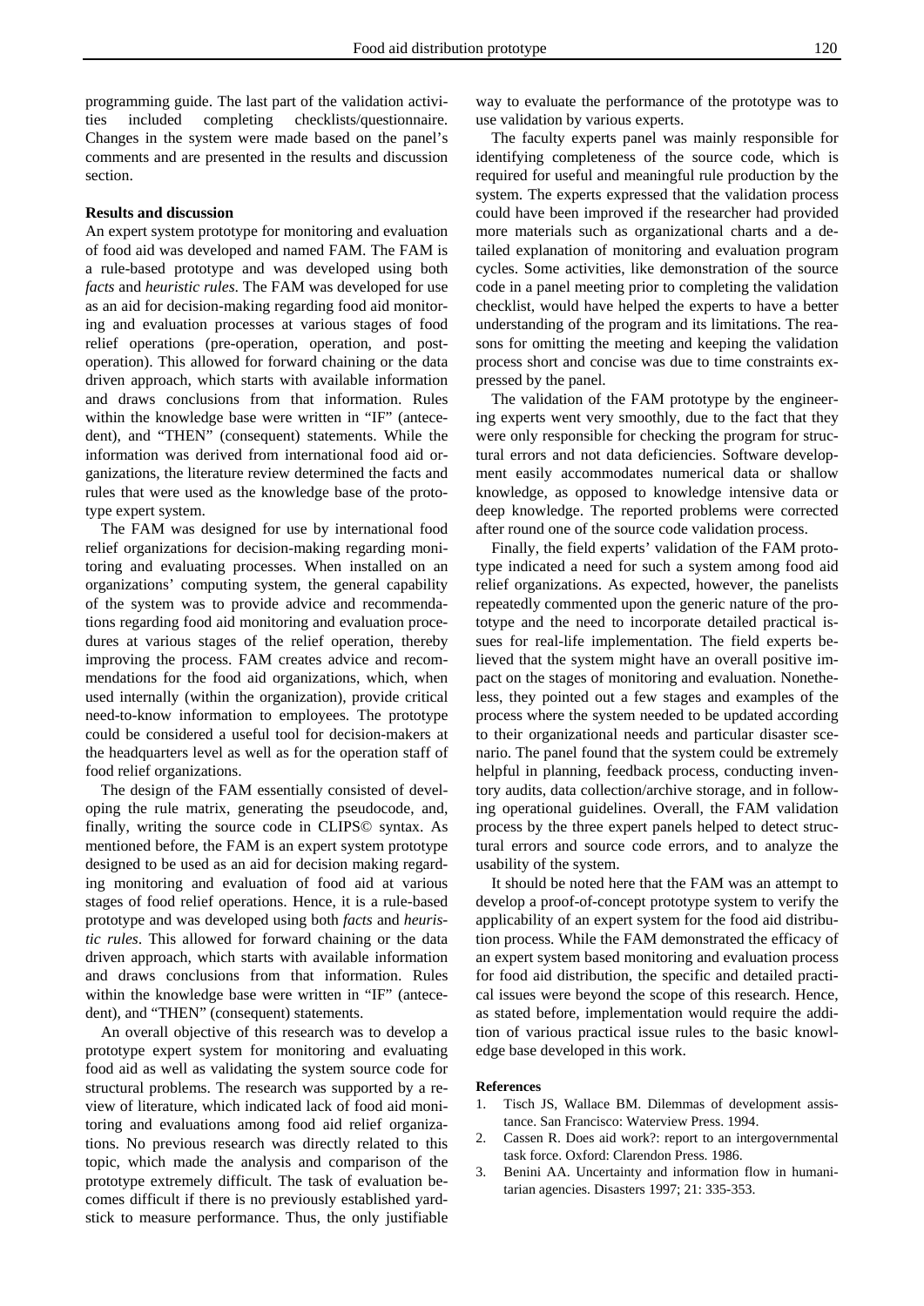programming guide. The last part of the validation activities included completing checklists/questionnaire. Changes in the system were made based on the panel's comments and are presented in the results and discussion section.

**Results and discussion**

An expert system prototype for monitoring and evaluation of food aid was developed and named FAM. The FAM is a rule-based prototype and was developed using both *facts* and *heuristic rules*. The FAM was developed for use as an aid for decision-making regarding food aid monitoring and evaluation processes at various stages of food relief operations (pre-operation, operation, and post-operation). This allowed for forward chaining or the data driven approach, which starts with available information and draws conclusions from that information. Rules within the knowledge base were written in "IF" (antecedent), and "THEN" (consequent) statements. While the information was derived from international food aid organizations, the literature review determined the facts and rules that were used as the knowledge base of the prototype expert system.

The FAM was designed for use by international food relief organizations for decision-making regarding monitoring and evaluating processes. When installed on an organizations' computing system, the general capability of the system was to provide advice and recommendations regarding food aid monitoring and evaluation procedures at various stages of the relief operation, thereby improving the process. FAM creates advice and recommendations for the food aid organizations, which, when used internally (within the organization), provide critical need-to-know information to employees. The prototype could be considered a useful tool for decision-makers at the headquarters level as well as for the operation staff of food relief organizations.

The design of the FAM essentially consisted of developing the rule matrix, generating the pseudocode, and, finally, writing the source code in CLIPS© syntax. As mentioned before, the FAM is an expert system prototype designed to be used as an aid for decision making regarding monitoring and evaluation of food aid at various stages of food relief operations. Hence, it is a rule-based prototype and was developed using both *facts* and *heuristic rules*. This allowed for forward chaining or the data driven approach, which starts with available information and draws conclusions from that information. Rules within the knowledge base were written in "IF" (antecedent), and "THEN" (consequent) statements.

An overall objective of this research was to develop a prototype expert system for monitoring and evaluating food aid as well as validating the system source code for structural problems. The research was supported by a review of literature, which indicated lack of food aid monitoring and evaluations among food aid relief organizations. No previous research was directly related to this topic, which made the analysis and comparison of the prototype extremely difficult. The task of evaluation becomes difficult if there is no previously established yardstick to measure performance. Thus, the only justifiable way to evaluate the performance of the prototype was to use validation by various experts.

The faculty experts panel was mainly responsible for identifying completeness of the source code, which is required for useful and meaningful rule production by the system. The experts expressed that the validation process could have been improved if the researcher had provided more materials such as organizational charts and a detailed explanation of monitoring and evaluation program cycles. Some activities, like demonstration of the source code in a panel meeting prior to completing the validation checklist, would have helped the experts to have a better understanding of the program and its limitations. The reasons for omitting the meeting and keeping the validation process short and concise was due to time constraints expressed by the panel.

The validation of the FAM prototype by the engineering experts went very smoothly, due to the fact that they were only responsible for checking the program for structural errors and not data deficiencies. Software development easily accommodates numerical data or shallow knowledge, as opposed to knowledge intensive data or deep knowledge. The reported problems were corrected after round one of the source code validation process.

Finally, the field experts' validation of the FAM prototype indicated a need for such a system among food aid relief organizations. As expected, however, the panelists repeatedly commented upon the generic nature of the prototype and the need to incorporate detailed practical issues for real-life implementation. The field experts believed that the system might have an overall positive impact on the stages of monitoring and evaluation. Nonetheless, they pointed out a few stages and examples of the process where the system needed to be updated according to their organizational needs and particular disaster scenario. The panel found that the system could be extremely helpful in planning, feedback process, conducting inventory audits, data collection/archive storage, and in following operational guidelines. Overall, the FAM validation process by the three expert panels helped to detect structural errors and source code errors, and to analyze the usability of the system.

It should be noted here that the FAM was an attempt to develop a proof-of-concept prototype system to verify the applicability of an expert system for the food aid distribution process. While the FAM demonstrated the efficacy of an expert system based monitoring and evaluation process for food aid distribution, the specific and detailed practical issues were beyond the scope of this research. Hence, as stated before, implementation would require the addition of various practical issue rules to the basic knowledge base developed in this work.

**References**

1. Tisch JS, Wallace BM. Dilemmas of development assistance. San Francisco: Waterview Press. 1994.
2. Cassen R. Does aid work?: report to an intergovernmental task force. Oxford: Clarendon Press. 1986.
3. Benini AA. Uncertainty and information flow in humanitarian agencies. Disasters 1997; 21: 335-353.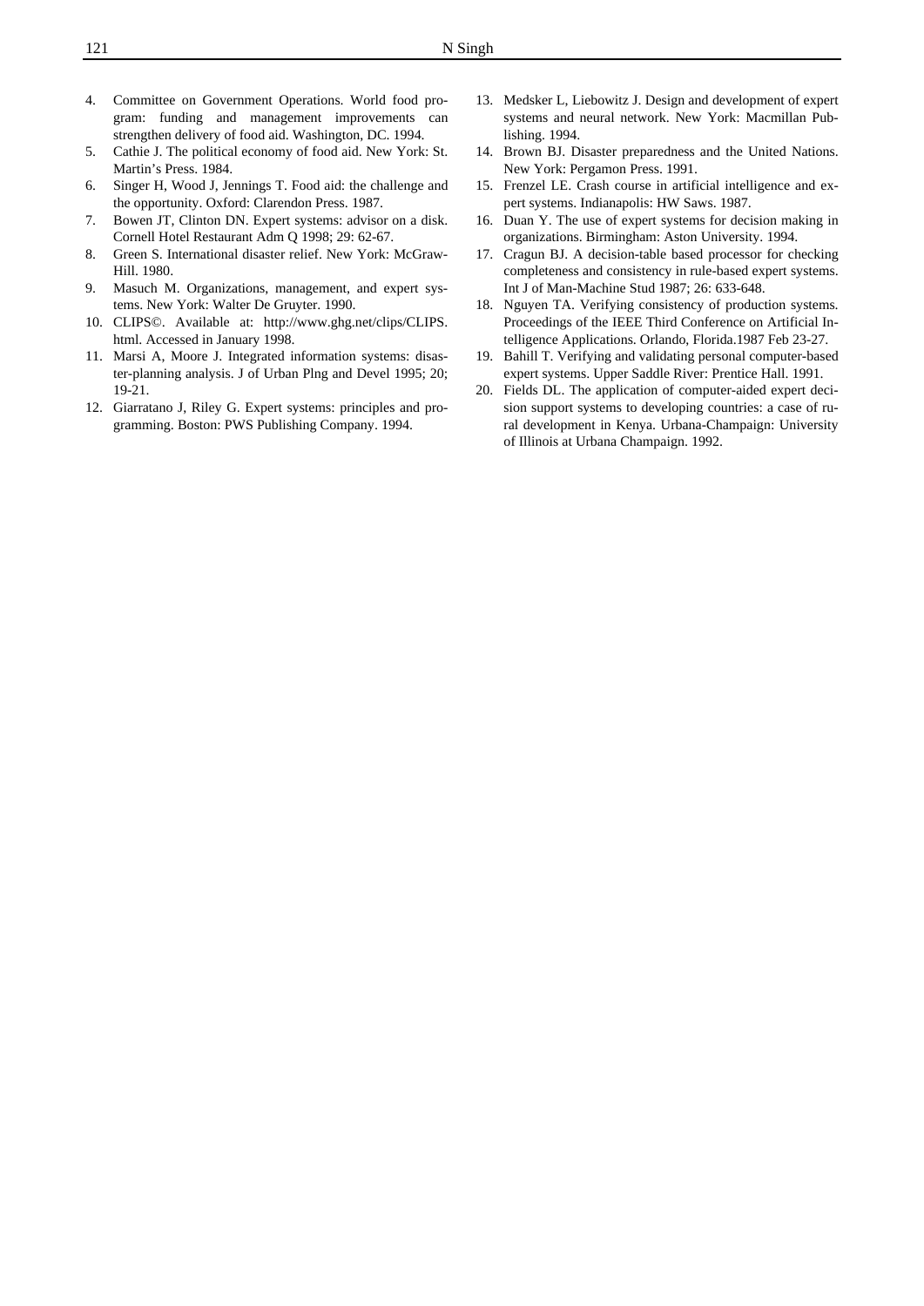4. Committee on Government Operations. World food program: funding and management improvements can strengthen delivery of food aid. Washington, DC. 1994.
5. Cathie J. The political economy of food aid. New York: St. Martin's Press. 1984.
6. Singer H, Wood J, Jennings T. Food aid: the challenge and the opportunity. Oxford: Clarendon Press. 1987.
7. Bowen JT, Clinton DN. Expert systems: advisor on a disk. Cornell Hotel Restaurant Adm Q 1998; 29: 62-67.
8. Green S. International disaster relief. New York: McGraw-Hill. 1980.
9. Masuch M. Organizations, management, and expert systems. New York: Walter De Gruyter. 1990.
10. CLIPS©. Available at: http://www.ghg.net/clips/CLIPS.html. Accessed in January 1998.
11. Marsi A, Moore J. Integrated information systems: disaster-planning analysis. J of Urban Plng and Devel 1995; 20; 19-21.
12. Giarratano J, Riley G. Expert systems: principles and programming. Boston: PWS Publishing Company. 1994.
13. Medsker L, Liebowitz J. Design and development of expert systems and neural network. New York: Macmillan Publishing. 1994.
14. Brown BJ. Disaster preparedness and the United Nations. New York: Pergamon Press. 1991.
15. Frenzel LE. Crash course in artificial intelligence and expert systems. Indianapolis: HW Saws. 1987.
16. Duan Y. The use of expert systems for decision making in organizations. Birmingham: Aston University. 1994.
17. Cragun BJ. A decision-table based processor for checking completeness and consistency in rule-based expert systems. Int J of Man-Machine Stud 1987; 26: 633-648.
18. Nguyen TA. Verifying consistency of production systems. Proceedings of the IEEE Third Conference on Artificial Intelligence Applications. Orlando, Florida.1987 Feb 23-27.
19. Bahill T. Verifying and validating personal computer-based expert systems. Upper Saddle River: Prentice Hall. 1991.
20. Fields DL. The application of computer-aided expert decision support systems to developing countries: a case of rural development in Kenya. Urbana-Champaign: University of Illinois at Urbana Champaign. 1992.